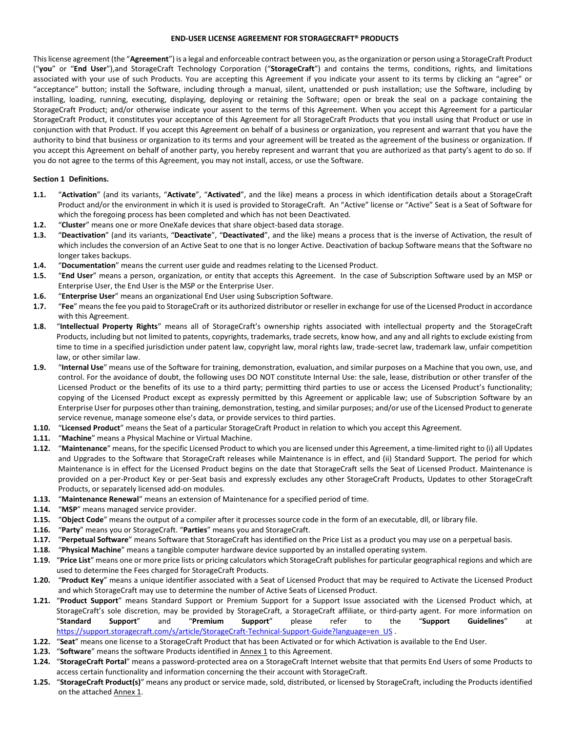**END-USER LICENSE AGREEMENT FOR STORAGECRAFT® PRODUCTS**

This license agreement (the "**Agreement**") is a legal and enforceable contract between you, as the organization or person using a StorageCraft Product ("**you**" or "**End User**"),and StorageCraft Technology Corporation ("**StorageCraft**") and contains the terms, conditions, rights, and limitations associated with your use of such Products. You are accepting this Agreement if you indicate your assent to its terms by clicking an "agree" or "acceptance" button; install the Software, including through a manual, silent, unattended or push installation; use the Software, including by installing, loading, running, executing, displaying, deploying or retaining the Software; open or break the seal on a package containing the StorageCraft Product; and/or otherwise indicate your assent to the terms of this Agreement. When you accept this Agreement for a particular StorageCraft Product, it constitutes your acceptance of this Agreement for all StorageCraft Products that you install using that Product or use in conjunction with that Product. If you accept this Agreement on behalf of a business or organization, you represent and warrant that you have the authority to bind that business or organization to its terms and your agreement will be treated as the agreement of the business or organization. If you accept this Agreement on behalf of another party, you hereby represent and warrant that you are authorized as that party's agent to do so. If you do not agree to the terms of this Agreement, you may not install, access, or use the Software.

**Section 1 Definitions.**

**1.1.** "**Activation**" (and its variants, "**Activate**", "**Activated**", and the like) means a process in which identification details about a StorageCraft Product and/or the environment in which it is used is provided to StorageCraft. An "Active" license or "Active" Seat is a Seat of Software for which the foregoing process has been completed and which has not been Deactivated.

**1.2.** "**Cluster**" means one or more OneXafe devices that share object-based data storage.

**1.3.** "**Deactivation**" (and its variants, "**Deactivate**", "**Deactivated**", and the like) means a process that is the inverse of Activation, the result of which includes the conversion of an Active Seat to one that is no longer Active. Deactivation of backup Software means that the Software no longer takes backups.

**1.4.** "**Documentation**" means the current user guide and readmes relating to the Licensed Product.

**1.5.** "**End User**" means a person, organization, or entity that accepts this Agreement. In the case of Subscription Software used by an MSP or Enterprise User, the End User is the MSP or the Enterprise User.

**1.6.** "**Enterprise User**" means an organizational End User using Subscription Software.

**1.7.** "**Fee**" means the fee you paid to StorageCraft or its authorized distributor or reseller in exchange for use of the Licensed Product in accordance with this Agreement.

**1.8.** "**Intellectual Property Rights**" means all of StorageCraft's ownership rights associated with intellectual property and the StorageCraft Products, including but not limited to patents, copyrights, trademarks, trade secrets, know how, and any and all rights to exclude existing from time to time in a specified jurisdiction under patent law, copyright law, moral rights law, trade-secret law, trademark law, unfair competition law, or other similar law.

**1.9.** "**Internal Use**" means use of the Software for training, demonstration, evaluation, and similar purposes on a Machine that you own, use, and control. For the avoidance of doubt, the following uses DO NOT constitute Internal Use: the sale, lease, distribution or other transfer of the Licensed Product or the benefits of its use to a third party; permitting third parties to use or access the Licensed Product's functionality; copying of the Licensed Product except as expressly permitted by this Agreement or applicable law; use of Subscription Software by an Enterprise User for purposes other than training, demonstration, testing, and similar purposes; and/or use of the Licensed Product to generate service revenue, manage someone else's data, or provide services to third parties.

**1.10.** "**Licensed Product**" means the Seat of a particular StorageCraft Product in relation to which you accept this Agreement.

**1.11.** "**Machine**" means a Physical Machine or Virtual Machine.

**1.12.** "**Maintenance**" means, for the specific Licensed Product to which you are licensed under this Agreement, a time-limited right to (i) all Updates and Upgrades to the Software that StorageCraft releases while Maintenance is in effect, and (ii) Standard Support. The period for which Maintenance is in effect for the Licensed Product begins on the date that StorageCraft sells the Seat of Licensed Product. Maintenance is provided on a per-Product Key or per-Seat basis and expressly excludes any other StorageCraft Products, Updates to other StorageCraft Products, or separately licensed add-on modules.

**1.13.** "**Maintenance Renewal**" means an extension of Maintenance for a specified period of time.

**1.14.** "**MSP**" means managed service provider.

**1.15.** "**Object Code**" means the output of a compiler after it processes source code in the form of an executable, dll, or library file.

**1.16.** "**Party**" means you or StorageCraft. "**Parties**" means you and StorageCraft.

**1.17.** "**Perpetual Software**" means Software that StorageCraft has identified on the Price List as a product you may use on a perpetual basis.

**1.18.** "**Physical Machine**" means a tangible computer hardware device supported by an installed operating system.

**1.19.** "**Price List**" means one or more price lists or pricing calculators which StorageCraft publishes for particular geographical regions and which are used to determine the Fees charged for StorageCraft Products.

**1.20.** "**Product Key**" means a unique identifier associated with a Seat of Licensed Product that may be required to Activate the Licensed Product and which StorageCraft may use to determine the number of Active Seats of Licensed Product.

**1.21.** "**Product Support**" means Standard Support or Premium Support for a Support Issue associated with the Licensed Product which, at StorageCraft's sole discretion, may be provided by StorageCraft, a StorageCraft affiliate, or third-party agent. For more information on "**Standard Support**" and "**Premium Support**" please refer to the "**Support Guidelines**" at https://support.storagecraft.com/s/article/StorageCraft-Technical-Support-Guide?language=en_US .

**1.22.** "**Seat**" means one license to a StorageCraft Product that has been Activated or for which Activation is available to the End User.

**1.23.** "**Software**" means the software Products identified in Annex 1 to this Agreement.

**1.24.** "**StorageCraft Portal**" means a password-protected area on a StorageCraft Internet website that that permits End Users of some Products to access certain functionality and information concerning the their account with StorageCraft.

**1.25.** "**StorageCraft Product(s)**" means any product or service made, sold, distributed, or licensed by StorageCraft, including the Products identified on the attached Annex 1.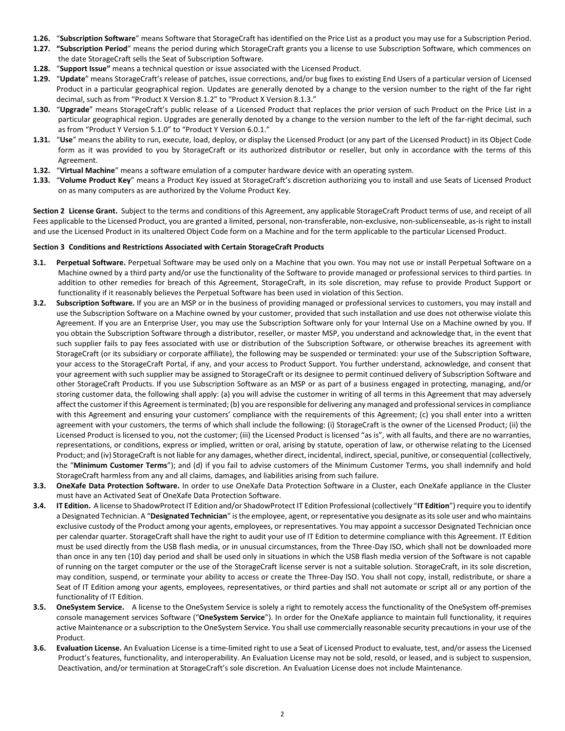**1.26.** "**Subscription Software**" means Software that StorageCraft has identified on the Price List as a product you may use for a Subscription Period.

**1.27.** **"Subscription Period**" means the period during which StorageCraft grants you a license to use Subscription Software, which commences on the date StorageCraft sells the Seat of Subscription Software.

**1.28.** "**Support Issue"** means a technical question or issue associated with the Licensed Product.

**1.29.** "**Update**" means StorageCraft's release of patches, issue corrections, and/or bug fixes to existing End Users of a particular version of Licensed Product in a particular geographical region. Updates are generally denoted by a change to the version number to the right of the far right decimal, such as from "Product X Version 8.1.2" to "Product X Version 8.1.3."

**1.30.** "**Upgrade**" means StorageCraft's public release of a Licensed Product that replaces the prior version of such Product on the Price List in a particular geographical region. Upgrades are generally denoted by a change to the version number to the left of the far-right decimal, such as from "Product Y Version 5.1.0" to "Product Y Version 6.0.1."

**1.31.** "**Use**" means the ability to run, execute, load, deploy, or display the Licensed Product (or any part of the Licensed Product) in its Object Code form as it was provided to you by StorageCraft or its authorized distributor or reseller, but only in accordance with the terms of this Agreement.

**1.32.** "**Virtual Machine**" means a software emulation of a computer hardware device with an operating system.

**1.33.** "**Volume Product Key**" means a Product Key issued at StorageCraft's discretion authorizing you to install and use Seats of Licensed Product on as many computers as are authorized by the Volume Product Key.

**Section 2 License Grant.** Subject to the terms and conditions of this Agreement, any applicable StorageCraft Product terms of use, and receipt of all Fees applicable to the Licensed Product, you are granted a limited, personal, non-transferable, non-exclusive, non-sublicenseable, as-is right to install and use the Licensed Product in its unaltered Object Code form on a Machine and for the term applicable to the particular Licensed Product.

**Section 3 Conditions and Restrictions Associated with Certain StorageCraft Products**

**3.1. Perpetual Software.** Perpetual Software may be used only on a Machine that you own. You may not use or install Perpetual Software on a Machine owned by a third party and/or use the functionality of the Software to provide managed or professional services to third parties. In addition to other remedies for breach of this Agreement, StorageCraft, in its sole discretion, may refuse to provide Product Support or functionality if it reasonably believes the Perpetual Software has been used in violation of this Section.

**3.2. Subscription Software.** If you are an MSP or in the business of providing managed or professional services to customers, you may install and use the Subscription Software on a Machine owned by your customer, provided that such installation and use does not otherwise violate this Agreement. If you are an Enterprise User, you may use the Subscription Software only for your Internal Use on a Machine owned by you. If you obtain the Subscription Software through a distributor, reseller, or master MSP, you understand and acknowledge that, in the event that such supplier fails to pay fees associated with use or distribution of the Subscription Software, or otherwise breaches its agreement with StorageCraft (or its subsidiary or corporate affiliate), the following may be suspended or terminated: your use of the Subscription Software, your access to the StorageCraft Portal, if any, and your access to Product Support. You further understand, acknowledge, and consent that your agreement with such supplier may be assigned to StorageCraft or its designee to permit continued delivery of Subscription Software and other StorageCraft Products. If you use Subscription Software as an MSP or as part of a business engaged in protecting, managing, and/or storing customer data, the following shall apply: (a) you will advise the customer in writing of all terms in this Agreement that may adversely affect the customer if this Agreement is terminated; (b) you are responsible for delivering any managed and professional services in compliance with this Agreement and ensuring your customers' compliance with the requirements of this Agreement; (c) you shall enter into a written agreement with your customers, the terms of which shall include the following: (i) StorageCraft is the owner of the Licensed Product; (ii) the Licensed Product is licensed to you, not the customer; (iii) the Licensed Product is licensed "as is", with all faults, and there are no warranties, representations, or conditions, express or implied, written or oral, arising by statute, operation of law, or otherwise relating to the Licensed Product; and (iv) StorageCraft is not liable for any damages, whether direct, incidental, indirect, special, punitive, or consequential (collectively, the "**Minimum Customer Terms**"); and (d) if you fail to advise customers of the Minimum Customer Terms, you shall indemnify and hold StorageCraft harmless from any and all claims, damages, and liabilities arising from such failure.

**3.3. OneXafe Data Protection Software.** In order to use OneXafe Data Protection Software in a Cluster, each OneXafe appliance in the Cluster must have an Activated Seat of OneXafe Data Protection Software.

**3.4. IT Edition.** A license to ShadowProtect IT Edition and/or ShadowProtect IT Edition Professional (collectively "**IT Edition**") require you to identify a Designated Technician. A "**Designated Technician**" is the employee, agent, or representative you designate as its sole user and who maintains exclusive custody of the Product among your agents, employees, or representatives. You may appoint a successor Designated Technician once per calendar quarter. StorageCraft shall have the right to audit your use of IT Edition to determine compliance with this Agreement. IT Edition must be used directly from the USB flash media, or in unusual circumstances, from the Three-Day ISO, which shall not be downloaded more than once in any ten (10) day period and shall be used only in situations in which the USB flash media version of the Software is not capable of running on the target computer or the use of the StorageCraft license server is not a suitable solution. StorageCraft, in its sole discretion, may condition, suspend, or terminate your ability to access or create the Three-Day ISO. You shall not copy, install, redistribute, or share a Seat of IT Edition among your agents, employees, representatives, or third parties and shall not automate or script all or any portion of the functionality of IT Edition.

**3.5. OneSystem Service.** A license to the OneSystem Service is solely a right to remotely access the functionality of the OneSystem off-premises console management services Software ("**OneSystem Service**"). In order for the OneXafe appliance to maintain full functionality, it requires active Maintenance or a subscription to the OneSystem Service. You shall use commercially reasonable security precautions in your use of the Product.

**3.6. Evaluation License.** An Evaluation License is a time-limited right to use a Seat of Licensed Product to evaluate, test, and/or assess the Licensed Product's features, functionality, and interoperability. An Evaluation License may not be sold, resold, or leased, and is subject to suspension, Deactivation, and/or termination at StorageCraft's sole discretion. An Evaluation License does not include Maintenance.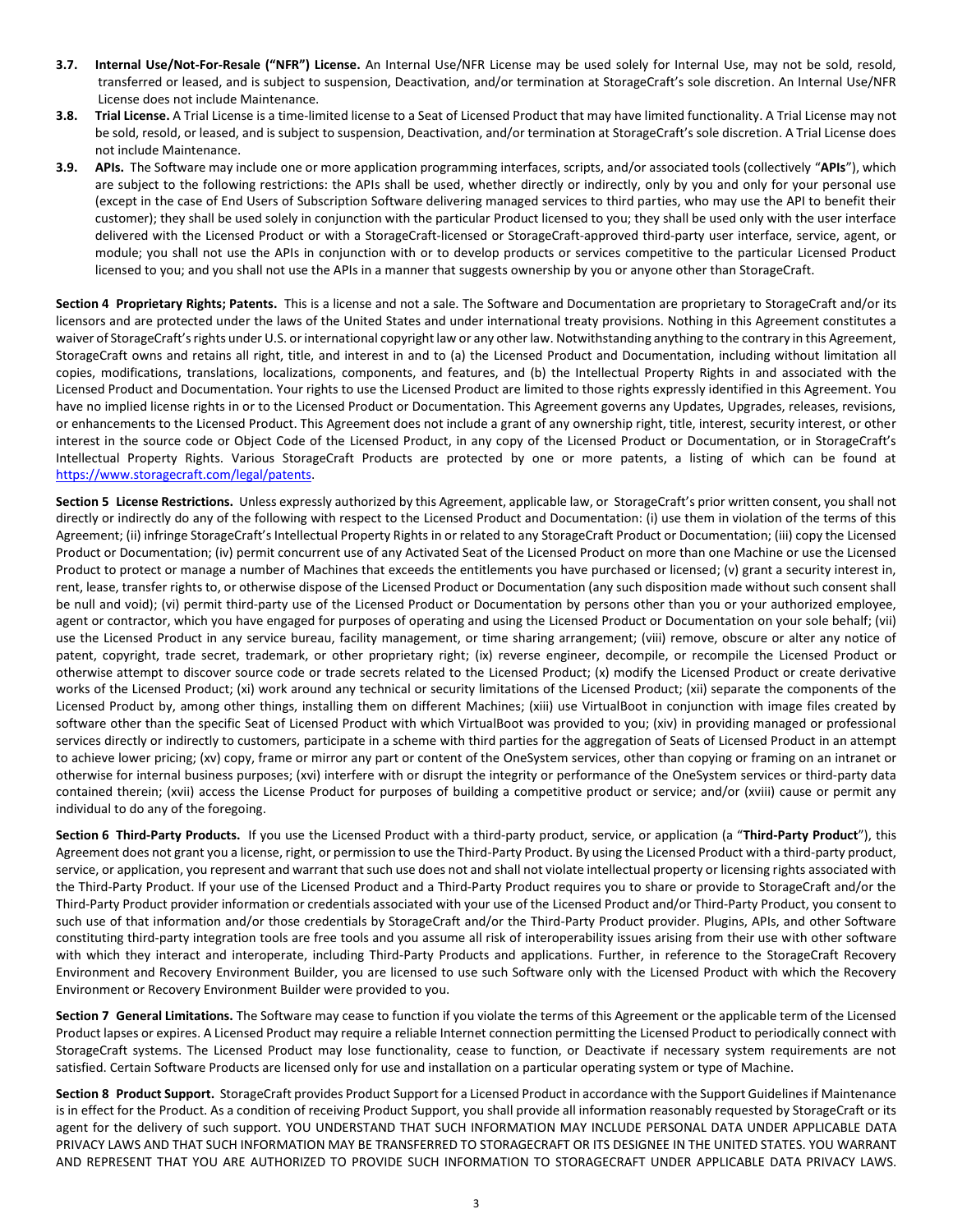**3.7. Internal Use/Not-For-Resale ("NFR") License.** An Internal Use/NFR License may be used solely for Internal Use, may not be sold, resold, transferred or leased, and is subject to suspension, Deactivation, and/or termination at StorageCraft's sole discretion. An Internal Use/NFR License does not include Maintenance.

**3.8. Trial License.** A Trial License is a time-limited license to a Seat of Licensed Product that may have limited functionality. A Trial License may not be sold, resold, or leased, and is subject to suspension, Deactivation, and/or termination at StorageCraft's sole discretion. A Trial License does not include Maintenance.

**3.9. APIs.** The Software may include one or more application programming interfaces, scripts, and/or associated tools (collectively "**APIs**"), which are subject to the following restrictions: the APIs shall be used, whether directly or indirectly, only by you and only for your personal use (except in the case of End Users of Subscription Software delivering managed services to third parties, who may use the API to benefit their customer); they shall be used solely in conjunction with the particular Product licensed to you; they shall be used only with the user interface delivered with the Licensed Product or with a StorageCraft-licensed or StorageCraft-approved third-party user interface, service, agent, or module; you shall not use the APIs in conjunction with or to develop products or services competitive to the particular Licensed Product licensed to you; and you shall not use the APIs in a manner that suggests ownership by you or anyone other than StorageCraft.

**Section 4 Proprietary Rights; Patents.** This is a license and not a sale. The Software and Documentation are proprietary to StorageCraft and/or its licensors and are protected under the laws of the United States and under international treaty provisions. Nothing in this Agreement constitutes a waiver of StorageCraft's rights under U.S. or international copyright law or any other law. Notwithstanding anything to the contrary in this Agreement, StorageCraft owns and retains all right, title, and interest in and to (a) the Licensed Product and Documentation, including without limitation all copies, modifications, translations, localizations, components, and features, and (b) the Intellectual Property Rights in and associated with the Licensed Product and Documentation. Your rights to use the Licensed Product are limited to those rights expressly identified in this Agreement. You have no implied license rights in or to the Licensed Product or Documentation. This Agreement governs any Updates, Upgrades, releases, revisions, or enhancements to the Licensed Product. This Agreement does not include a grant of any ownership right, title, interest, security interest, or other interest in the source code or Object Code of the Licensed Product, in any copy of the Licensed Product or Documentation, or in StorageCraft's Intellectual Property Rights. Various StorageCraft Products are protected by one or more patents, a listing of which can be found at https://www.storagecraft.com/legal/patents.

**Section 5 License Restrictions.** Unless expressly authorized by this Agreement, applicable law, or StorageCraft's prior written consent, you shall not directly or indirectly do any of the following with respect to the Licensed Product and Documentation: (i) use them in violation of the terms of this Agreement; (ii) infringe StorageCraft's Intellectual Property Rights in or related to any StorageCraft Product or Documentation; (iii) copy the Licensed Product or Documentation; (iv) permit concurrent use of any Activated Seat of the Licensed Product on more than one Machine or use the Licensed Product to protect or manage a number of Machines that exceeds the entitlements you have purchased or licensed; (v) grant a security interest in, rent, lease, transfer rights to, or otherwise dispose of the Licensed Product or Documentation (any such disposition made without such consent shall be null and void); (vi) permit third-party use of the Licensed Product or Documentation by persons other than you or your authorized employee, agent or contractor, which you have engaged for purposes of operating and using the Licensed Product or Documentation on your sole behalf; (vii) use the Licensed Product in any service bureau, facility management, or time sharing arrangement; (viii) remove, obscure or alter any notice of patent, copyright, trade secret, trademark, or other proprietary right; (ix) reverse engineer, decompile, or recompile the Licensed Product or otherwise attempt to discover source code or trade secrets related to the Licensed Product; (x) modify the Licensed Product or create derivative works of the Licensed Product; (xi) work around any technical or security limitations of the Licensed Product; (xii) separate the components of the Licensed Product by, among other things, installing them on different Machines; (xiii) use VirtualBoot in conjunction with image files created by software other than the specific Seat of Licensed Product with which VirtualBoot was provided to you; (xiv) in providing managed or professional services directly or indirectly to customers, participate in a scheme with third parties for the aggregation of Seats of Licensed Product in an attempt to achieve lower pricing; (xv) copy, frame or mirror any part or content of the OneSystem services, other than copying or framing on an intranet or otherwise for internal business purposes; (xvi) interfere with or disrupt the integrity or performance of the OneSystem services or third-party data contained therein; (xvii) access the License Product for purposes of building a competitive product or service; and/or (xviii) cause or permit any individual to do any of the foregoing.

**Section 6 Third-Party Products.** If you use the Licensed Product with a third-party product, service, or application (a "**Third-Party Product**"), this Agreement does not grant you a license, right, or permission to use the Third-Party Product. By using the Licensed Product with a third-party product, service, or application, you represent and warrant that such use does not and shall not violate intellectual property or licensing rights associated with the Third-Party Product. If your use of the Licensed Product and a Third-Party Product requires you to share or provide to StorageCraft and/or the Third-Party Product provider information or credentials associated with your use of the Licensed Product and/or Third-Party Product, you consent to such use of that information and/or those credentials by StorageCraft and/or the Third-Party Product provider. Plugins, APIs, and other Software constituting third-party integration tools are free tools and you assume all risk of interoperability issues arising from their use with other software with which they interact and interoperate, including Third-Party Products and applications. Further, in reference to the StorageCraft Recovery Environment and Recovery Environment Builder, you are licensed to use such Software only with the Licensed Product with which the Recovery Environment or Recovery Environment Builder were provided to you.

**Section 7 General Limitations.** The Software may cease to function if you violate the terms of this Agreement or the applicable term of the Licensed Product lapses or expires. A Licensed Product may require a reliable Internet connection permitting the Licensed Product to periodically connect with StorageCraft systems. The Licensed Product may lose functionality, cease to function, or Deactivate if necessary system requirements are not satisfied. Certain Software Products are licensed only for use and installation on a particular operating system or type of Machine.

**Section 8 Product Support.** StorageCraft provides Product Support for a Licensed Product in accordance with the Support Guidelines if Maintenance is in effect for the Product. As a condition of receiving Product Support, you shall provide all information reasonably requested by StorageCraft or its agent for the delivery of such support. YOU UNDERSTAND THAT SUCH INFORMATION MAY INCLUDE PERSONAL DATA UNDER APPLICABLE DATA PRIVACY LAWS AND THAT SUCH INFORMATION MAY BE TRANSFERRED TO STORAGECRAFT OR ITS DESIGNEE IN THE UNITED STATES. YOU WARRANT AND REPRESENT THAT YOU ARE AUTHORIZED TO PROVIDE SUCH INFORMATION TO STORAGECRAFT UNDER APPLICABLE DATA PRIVACY LAWS.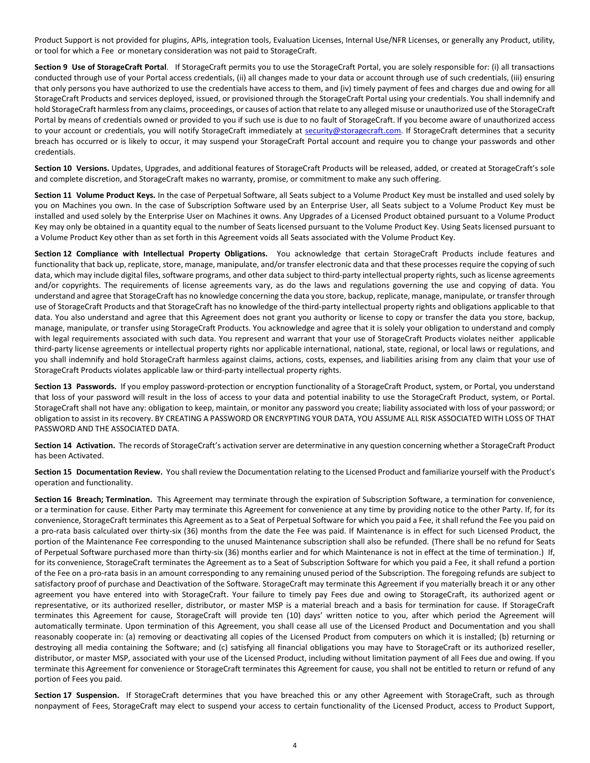Product Support is not provided for plugins, APIs, integration tools, Evaluation Licenses, Internal Use/NFR Licenses, or generally any Product, utility, or tool for which a Fee or monetary consideration was not paid to StorageCraft.

**Section 9 Use of StorageCraft Portal**. If StorageCraft permits you to use the StorageCraft Portal, you are solely responsible for: (i) all transactions conducted through use of your Portal access credentials, (ii) all changes made to your data or account through use of such credentials, (iii) ensuring that only persons you have authorized to use the credentials have access to them, and (iv) timely payment of fees and charges due and owing for all StorageCraft Products and services deployed, issued, or provisioned through the StorageCraft Portal using your credentials. You shall indemnify and hold StorageCraft harmless from any claims, proceedings, or causes of action that relate to any alleged misuse or unauthorized use of the StorageCraft Portal by means of credentials owned or provided to you if such use is due to no fault of StorageCraft. If you become aware of unauthorized access to your account or credentials, you will notify StorageCraft immediately at security@storagecraft.com. If StorageCraft determines that a security breach has occurred or is likely to occur, it may suspend your StorageCraft Portal account and require you to change your passwords and other credentials.

**Section 10 Versions.** Updates, Upgrades, and additional features of StorageCraft Products will be released, added, or created at StorageCraft's sole and complete discretion, and StorageCraft makes no warranty, promise, or commitment to make any such offering.

**Section 11 Volume Product Keys.** In the case of Perpetual Software, all Seats subject to a Volume Product Key must be installed and used solely by you on Machines you own. In the case of Subscription Software used by an Enterprise User, all Seats subject to a Volume Product Key must be installed and used solely by the Enterprise User on Machines it owns. Any Upgrades of a Licensed Product obtained pursuant to a Volume Product Key may only be obtained in a quantity equal to the number of Seats licensed pursuant to the Volume Product Key. Using Seats licensed pursuant to a Volume Product Key other than as set forth in this Agreement voids all Seats associated with the Volume Product Key.

**Section 12 Compliance with Intellectual Property Obligations.** You acknowledge that certain StorageCraft Products include features and functionality that back up, replicate, store, manage, manipulate, and/or transfer electronic data and that these processes require the copying of such data, which may include digital files, software programs, and other data subject to third-party intellectual property rights, such as license agreements and/or copyrights. The requirements of license agreements vary, as do the laws and regulations governing the use and copying of data. You understand and agree that StorageCraft has no knowledge concerning the data you store, backup, replicate, manage, manipulate, or transfer through use of StorageCraft Products and that StorageCraft has no knowledge of the third-party intellectual property rights and obligations applicable to that data. You also understand and agree that this Agreement does not grant you authority or license to copy or transfer the data you store, backup, manage, manipulate, or transfer using StorageCraft Products. You acknowledge and agree that it is solely your obligation to understand and comply with legal requirements associated with such data. You represent and warrant that your use of StorageCraft Products violates neither applicable third-party license agreements or intellectual property rights nor applicable international, national, state, regional, or local laws or regulations, and you shall indemnify and hold StorageCraft harmless against claims, actions, costs, expenses, and liabilities arising from any claim that your use of StorageCraft Products violates applicable law or third-party intellectual property rights.

**Section 13 Passwords.** If you employ password-protection or encryption functionality of a StorageCraft Product, system, or Portal, you understand that loss of your password will result in the loss of access to your data and potential inability to use the StorageCraft Product, system, or Portal. StorageCraft shall not have any: obligation to keep, maintain, or monitor any password you create; liability associated with loss of your password; or obligation to assist in its recovery. BY CREATING A PASSWORD OR ENCRYPTING YOUR DATA, YOU ASSUME ALL RISK ASSOCIATED WITH LOSS OF THAT PASSWORD AND THE ASSOCIATED DATA.

**Section 14 Activation.** The records of StorageCraft's activation server are determinative in any question concerning whether a StorageCraft Product has been Activated.

**Section 15 Documentation Review.** You shall review the Documentation relating to the Licensed Product and familiarize yourself with the Product's operation and functionality.

**Section 16 Breach; Termination.** This Agreement may terminate through the expiration of Subscription Software, a termination for convenience, or a termination for cause. Either Party may terminate this Agreement for convenience at any time by providing notice to the other Party. If, for its convenience, StorageCraft terminates this Agreement as to a Seat of Perpetual Software for which you paid a Fee, it shall refund the Fee you paid on a pro-rata basis calculated over thirty-six (36) months from the date the Fee was paid. If Maintenance is in effect for such Licensed Product, the portion of the Maintenance Fee corresponding to the unused Maintenance subscription shall also be refunded. (There shall be no refund for Seats of Perpetual Software purchased more than thirty-six (36) months earlier and for which Maintenance is not in effect at the time of termination.) If, for its convenience, StorageCraft terminates the Agreement as to a Seat of Subscription Software for which you paid a Fee, it shall refund a portion of the Fee on a pro-rata basis in an amount corresponding to any remaining unused period of the Subscription. The foregoing refunds are subject to satisfactory proof of purchase and Deactivation of the Software. StorageCraft may terminate this Agreement if you materially breach it or any other agreement you have entered into with StorageCraft. Your failure to timely pay Fees due and owing to StorageCraft, its authorized agent or representative, or its authorized reseller, distributor, or master MSP is a material breach and a basis for termination for cause. If StorageCraft terminates this Agreement for cause, StorageCraft will provide ten (10) days' written notice to you, after which period the Agreement will automatically terminate. Upon termination of this Agreement, you shall cease all use of the Licensed Product and Documentation and you shall reasonably cooperate in: (a) removing or deactivating all copies of the Licensed Product from computers on which it is installed; (b) returning or destroying all media containing the Software; and (c) satisfying all financial obligations you may have to StorageCraft or its authorized reseller, distributor, or master MSP, associated with your use of the Licensed Product, including without limitation payment of all Fees due and owing. If you terminate this Agreement for convenience or StorageCraft terminates this Agreement for cause, you shall not be entitled to return or refund of any portion of Fees you paid.

**Section 17 Suspension.** If StorageCraft determines that you have breached this or any other Agreement with StorageCraft, such as through nonpayment of Fees, StorageCraft may elect to suspend your access to certain functionality of the Licensed Product, access to Product Support,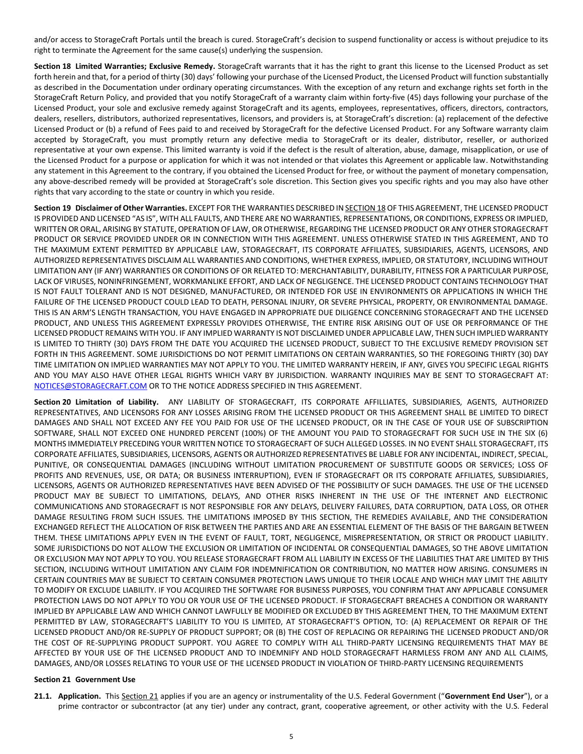and/or access to StorageCraft Portals until the breach is cured. StorageCraft's decision to suspend functionality or access is without prejudice to its right to terminate the Agreement for the same cause(s) underlying the suspension.

**Section 18 Limited Warranties; Exclusive Remedy.** StorageCraft warrants that it has the right to grant this license to the Licensed Product as set forth herein and that, for a period of thirty (30) days' following your purchase of the Licensed Product, the Licensed Product will function substantially as described in the Documentation under ordinary operating circumstances. With the exception of any return and exchange rights set forth in the StorageCraft Return Policy, and provided that you notify StorageCraft of a warranty claim within forty-five (45) days following your purchase of the Licensed Product, your sole and exclusive remedy against StorageCraft and its agents, employees, representatives, officers, directors, contractors, dealers, resellers, distributors, authorized representatives, licensors, and providers is, at StorageCraft's discretion: (a) replacement of the defective Licensed Product or (b) a refund of Fees paid to and received by StorageCraft for the defective Licensed Product. For any Software warranty claim accepted by StorageCraft, you must promptly return any defective media to StorageCraft or its dealer, distributor, reseller, or authorized representative at your own expense. This limited warranty is void if the defect is the result of alteration, abuse, damage, misapplication, or use of the Licensed Product for a purpose or application for which it was not intended or that violates this Agreement or applicable law. Notwithstanding any statement in this Agreement to the contrary, if you obtained the Licensed Product for free, or without the payment of monetary compensation, any above-described remedy will be provided at StorageCraft's sole discretion. This Section gives you specific rights and you may also have other rights that vary according to the state or country in which you reside.

**Section 19 Disclaimer of Other Warranties.** EXCEPT FOR THE WARRANTIES DESCRIBED IN SECTION 18 OF THIS AGREEMENT, THE LICENSED PRODUCT IS PROVIDED AND LICENSED "AS IS", WITH ALL FAULTS, AND THERE ARE NO WARRANTIES, REPRESENTATIONS, OR CONDITIONS, EXPRESS OR IMPLIED, WRITTEN OR ORAL, ARISING BY STATUTE, OPERATION OF LAW, OR OTHERWISE, REGARDING THE LICENSED PRODUCT OR ANY OTHER STORAGECRAFT PRODUCT OR SERVICE PROVIDED UNDER OR IN CONNECTION WITH THIS AGREEMENT. UNLESS OTHERWISE STATED IN THIS AGREEMENT, AND TO THE MAXIMUM EXTENT PERMITTED BY APPLICABLE LAW, STORAGECRAFT, ITS CORPORATE AFFILIATES, SUBSIDIARIES, AGENTS, LICENSORS, AND AUTHORIZED REPRESENTATIVES DISCLAIM ALL WARRANTIES AND CONDITIONS, WHETHER EXPRESS, IMPLIED, OR STATUTORY, INCLUDING WITHOUT LIMITATION ANY (IF ANY) WARRANTIES OR CONDITIONS OF OR RELATED TO: MERCHANTABILITY, DURABILITY, FITNESS FOR A PARTICULAR PURPOSE, LACK OF VIRUSES, NONINFRINGEMENT, WORKMANLIKE EFFORT, AND LACK OF NEGLIGENCE. THE LICENSED PRODUCT CONTAINS TECHNOLOGY THAT IS NOT FAULT TOLERANT AND IS NOT DESIGNED, MANUFACTURED, OR INTENDED FOR USE IN ENVIRONMENTS OR APPLICATIONS IN WHICH THE FAILURE OF THE LICENSED PRODUCT COULD LEAD TO DEATH, PERSONAL INJURY, OR SEVERE PHYSICAL, PROPERTY, OR ENVIRONMENTAL DAMAGE. THIS IS AN ARM'S LENGTH TRANSACTION, YOU HAVE ENGAGED IN APPROPRIATE DUE DILIGENCE CONCERNING STORAGECRAFT AND THE LICENSED PRODUCT, AND UNLESS THIS AGREEMENT EXPRESSLY PROVIDES OTHERWISE, THE ENTIRE RISK ARISING OUT OF USE OR PERFORMANCE OF THE LICENSED PRODUCT REMAINS WITH YOU. IF ANY IMPLIED WARRANTY IS NOT DISCLAIMED UNDER APPLICABLE LAW, THEN SUCH IMPLIED WARRANTY IS LIMITED TO THIRTY (30) DAYS FROM THE DATE YOU ACQUIRED THE LICENSED PRODUCT, SUBJECT TO THE EXCLUSIVE REMEDY PROVISION SET FORTH IN THIS AGREEMENT. SOME JURISDICTIONS DO NOT PERMIT LIMITATIONS ON CERTAIN WARRANTIES, SO THE FOREGOING THIRTY (30) DAY TIME LIMITATION ON IMPLIED WARRANTIES MAY NOT APPLY TO YOU. THE LIMITED WARRANTY HEREIN, IF ANY, GIVES YOU SPECIFIC LEGAL RIGHTS AND YOU MAY ALSO HAVE OTHER LEGAL RIGHTS WHICH VARY BY JURISDICTION. WARRANTY INQUIRIES MAY BE SENT TO STORAGECRAFT AT: NOTICES@STORAGECRAFT.COM OR TO THE NOTICE ADDRESS SPECIFIED IN THIS AGREEMENT.

**Section 20 Limitation of Liability.** ANY LIABILITY OF STORAGECRAFT, ITS CORPORATE AFFILLIATES, SUBSIDIARIES, AGENTS, AUTHORIZED REPRESENTATIVES, AND LICENSORS FOR ANY LOSSES ARISING FROM THE LICENSED PRODUCT OR THIS AGREEMENT SHALL BE LIMITED TO DIRECT DAMAGES AND SHALL NOT EXCEED ANY FEE YOU PAID FOR USE OF THE LICENSED PRODUCT, OR IN THE CASE OF YOUR USE OF SUBSCRIPTION SOFTWARE, SHALL NOT EXCEED ONE HUNDRED PERCENT (100%) OF THE AMOUNT YOU PAID TO STORAGECRAFT FOR SUCH USE IN THE SIX (6) MONTHS IMMEDIATELY PRECEDING YOUR WRITTEN NOTICE TO STORAGECRAFT OF SUCH ALLEGED LOSSES. IN NO EVENT SHALL STORAGECRAFT, ITS CORPORATE AFFILIATES, SUBSIDIARIES, LICENSORS, AGENTS OR AUTHORIZED REPRESENTATIVES BE LIABLE FOR ANY INCIDENTAL, INDIRECT, SPECIAL, PUNITIVE, OR CONSEQUENTIAL DAMAGES (INCLUDING WITHOUT LIMITATION PROCUREMENT OF SUBSTITUTE GOODS OR SERVICES; LOSS OF PROFITS AND REVENUES, USE, OR DATA; OR BUSINESS INTERRUPTION), EVEN IF STORAGECRAFT OR ITS CORPORATE AFFILIATES, SUBSIDIARIES, LICENSORS, AGENTS OR AUTHORIZED REPRESENTATIVES HAVE BEEN ADVISED OF THE POSSIBILITY OF SUCH DAMAGES. THE USE OF THE LICENSED PRODUCT MAY BE SUBJECT TO LIMITATIONS, DELAYS, AND OTHER RISKS INHERENT IN THE USE OF THE INTERNET AND ELECTRONIC COMMUNICATIONS AND STORAGECRAFT IS NOT RESPONSIBLE FOR ANY DELAYS, DELIVERY FAILURES, DATA CORRUPTION, DATA LOSS, OR OTHER DAMAGE RESULTING FROM SUCH ISSUES. THE LIMITATIONS IMPOSED BY THIS SECTION, THE REMEDIES AVAILABLE, AND THE CONSIDERATION EXCHANGED REFLECT THE ALLOCATION OF RISK BETWEEN THE PARTIES AND ARE AN ESSENTIAL ELEMENT OF THE BASIS OF THE BARGAIN BETWEEN THEM. THESE LIMITATIONS APPLY EVEN IN THE EVENT OF FAULT, TORT, NEGLIGENCE, MISREPRESENTATION, OR STRICT OR PRODUCT LIABILITY. SOME JURISDICTIONS DO NOT ALLOW THE EXCLUSION OR LIMITATION OF INCIDENTAL OR CONSEQUENTIAL DAMAGES, SO THE ABOVE LIMITATION OR EXCLUSION MAY NOT APPLY TO YOU. YOU RELEASE STORAGECRAFT FROM ALL LIABILITY IN EXCESS OF THE LIABILITIES THAT ARE LIMITED BY THIS SECTION, INCLUDING WITHOUT LIMITATION ANY CLAIM FOR INDEMNIFICATION OR CONTRIBUTION, NO MATTER HOW ARISING. CONSUMERS IN CERTAIN COUNTRIES MAY BE SUBJECT TO CERTAIN CONSUMER PROTECTION LAWS UNIQUE TO THEIR LOCALE AND WHICH MAY LIMIT THE ABILITY TO MODIFY OR EXCLUDE LIABILITY. IF YOU ACQUIRED THE SOFTWARE FOR BUSINESS PURPOSES, YOU CONFIRM THAT ANY APPLICABLE CONSUMER PROTECTION LAWS DO NOT APPLY TO YOU OR YOUR USE OF THE LICENSED PRODUCT. IF STORAGECRAFT BREACHES A CONDITION OR WARRANTY IMPLIED BY APPLICABLE LAW AND WHICH CANNOT LAWFULLY BE MODIFIED OR EXCLUDED BY THIS AGREEMENT THEN, TO THE MAXIMUM EXTENT PERMITTED BY LAW, STORAGECRAFT'S LIABILITY TO YOU IS LIMITED, AT STORAGECRAFT'S OPTION, TO: (A) REPLACEMENT OR REPAIR OF THE LICENSED PRODUCT AND/OR RE-SUPPLY OF PRODUCT SUPPORT; OR (B) THE COST OF REPLACING OR REPAIRING THE LICENSED PRODUCT AND/OR THE COST OF RE-SUPPLYING PRODUCT SUPPORT. YOU AGREE TO COMPLY WITH ALL THIRD-PARTY LICENSING REQUIREMENTS THAT MAY BE AFFECTED BY YOUR USE OF THE LICENSED PRODUCT AND TO INDEMNIFY AND HOLD STORAGECRAFT HARMLESS FROM ANY AND ALL CLAIMS, DAMAGES, AND/OR LOSSES RELATING TO YOUR USE OF THE LICENSED PRODUCT IN VIOLATION OF THIRD-PARTY LICENSING REQUIREMENTS

**Section 21 Government Use**

**21.1. Application.** This Section 21 applies if you are an agency or instrumentality of the U.S. Federal Government ("**Government End User**"), or a prime contractor or subcontractor (at any tier) under any contract, grant, cooperative agreement, or other activity with the U.S. Federal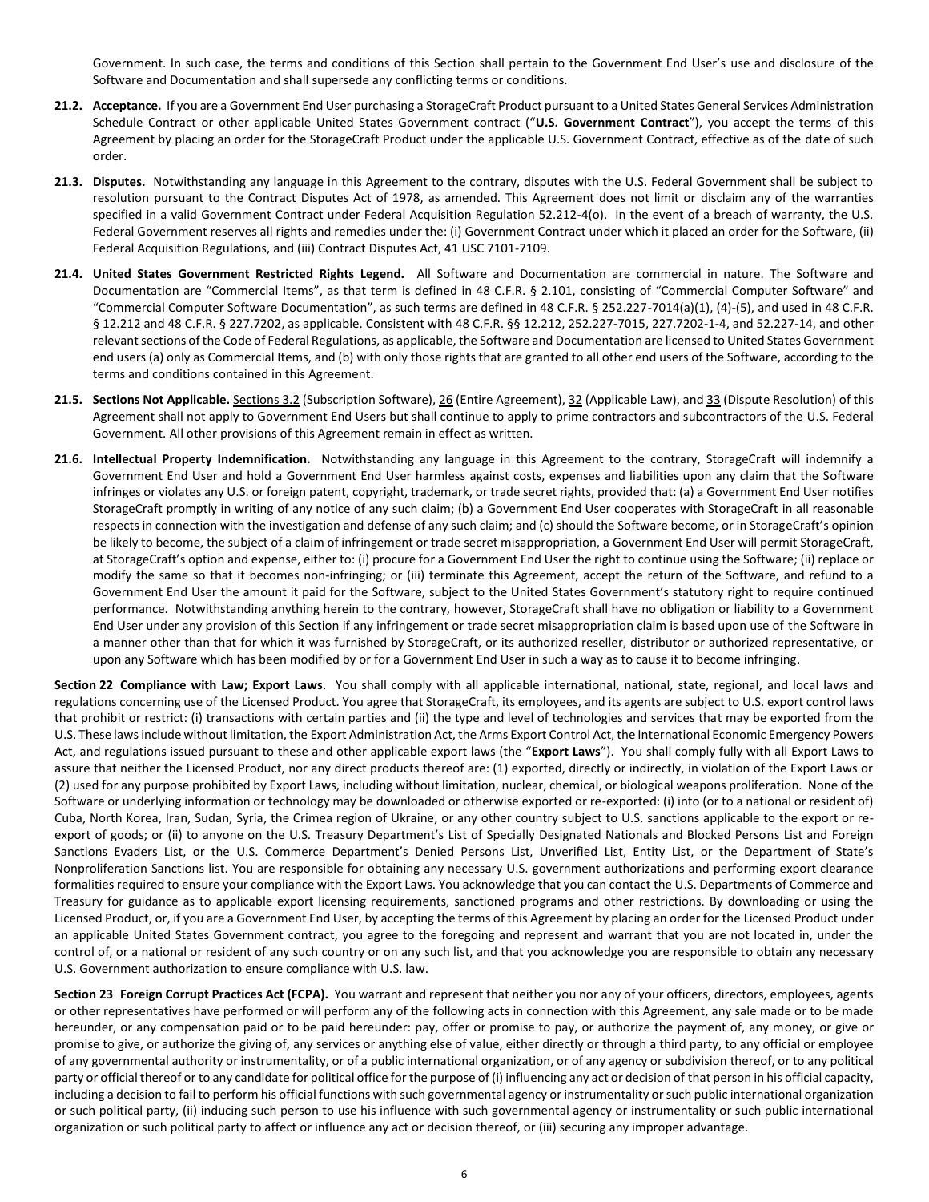Government. In such case, the terms and conditions of this Section shall pertain to the Government End User's use and disclosure of the Software and Documentation and shall supersede any conflicting terms or conditions.

**21.2. Acceptance.** If you are a Government End User purchasing a StorageCraft Product pursuant to a United States General Services Administration Schedule Contract or other applicable United States Government contract ("**U.S. Government Contract**"), you accept the terms of this Agreement by placing an order for the StorageCraft Product under the applicable U.S. Government Contract, effective as of the date of such order.

**21.3. Disputes.** Notwithstanding any language in this Agreement to the contrary, disputes with the U.S. Federal Government shall be subject to resolution pursuant to the Contract Disputes Act of 1978, as amended. This Agreement does not limit or disclaim any of the warranties specified in a valid Government Contract under Federal Acquisition Regulation 52.212-4(o). In the event of a breach of warranty, the U.S. Federal Government reserves all rights and remedies under the: (i) Government Contract under which it placed an order for the Software, (ii) Federal Acquisition Regulations, and (iii) Contract Disputes Act, 41 USC 7101-7109.

**21.4. United States Government Restricted Rights Legend.** All Software and Documentation are commercial in nature. The Software and Documentation are "Commercial Items", as that term is defined in 48 C.F.R. § 2.101, consisting of "Commercial Computer Software" and "Commercial Computer Software Documentation", as such terms are defined in 48 C.F.R. § 252.227-7014(a)(1), (4)-(5), and used in 48 C.F.R. § 12.212 and 48 C.F.R. § 227.7202, as applicable. Consistent with 48 C.F.R. §§ 12.212, 252.227-7015, 227.7202-1-4, and 52.227-14, and other relevant sections of the Code of Federal Regulations, as applicable, the Software and Documentation are licensed to United States Government end users (a) only as Commercial Items, and (b) with only those rights that are granted to all other end users of the Software, according to the terms and conditions contained in this Agreement.

**21.5. Sections Not Applicable.** Sections 3.2 (Subscription Software), 26 (Entire Agreement), 32 (Applicable Law), and 33 (Dispute Resolution) of this Agreement shall not apply to Government End Users but shall continue to apply to prime contractors and subcontractors of the U.S. Federal Government. All other provisions of this Agreement remain in effect as written.

**21.6. Intellectual Property Indemnification.** Notwithstanding any language in this Agreement to the contrary, StorageCraft will indemnify a Government End User and hold a Government End User harmless against costs, expenses and liabilities upon any claim that the Software infringes or violates any U.S. or foreign patent, copyright, trademark, or trade secret rights, provided that: (a) a Government End User notifies StorageCraft promptly in writing of any notice of any such claim; (b) a Government End User cooperates with StorageCraft in all reasonable respects in connection with the investigation and defense of any such claim; and (c) should the Software become, or in StorageCraft's opinion be likely to become, the subject of a claim of infringement or trade secret misappropriation, a Government End User will permit StorageCraft, at StorageCraft's option and expense, either to: (i) procure for a Government End User the right to continue using the Software; (ii) replace or modify the same so that it becomes non-infringing; or (iii) terminate this Agreement, accept the return of the Software, and refund to a Government End User the amount it paid for the Software, subject to the United States Government's statutory right to require continued performance. Notwithstanding anything herein to the contrary, however, StorageCraft shall have no obligation or liability to a Government End User under any provision of this Section if any infringement or trade secret misappropriation claim is based upon use of the Software in a manner other than that for which it was furnished by StorageCraft, or its authorized reseller, distributor or authorized representative, or upon any Software which has been modified by or for a Government End User in such a way as to cause it to become infringing.

**Section 22 Compliance with Law; Export Laws**. You shall comply with all applicable international, national, state, regional, and local laws and regulations concerning use of the Licensed Product. You agree that StorageCraft, its employees, and its agents are subject to U.S. export control laws that prohibit or restrict: (i) transactions with certain parties and (ii) the type and level of technologies and services that may be exported from the U.S. These laws include without limitation, the Export Administration Act, the Arms Export Control Act, the International Economic Emergency Powers Act, and regulations issued pursuant to these and other applicable export laws (the "**Export Laws**"). You shall comply fully with all Export Laws to assure that neither the Licensed Product, nor any direct products thereof are: (1) exported, directly or indirectly, in violation of the Export Laws or (2) used for any purpose prohibited by Export Laws, including without limitation, nuclear, chemical, or biological weapons proliferation. None of the Software or underlying information or technology may be downloaded or otherwise exported or re-exported: (i) into (or to a national or resident of) Cuba, North Korea, Iran, Sudan, Syria, the Crimea region of Ukraine, or any other country subject to U.S. sanctions applicable to the export or re-export of goods; or (ii) to anyone on the U.S. Treasury Department's List of Specially Designated Nationals and Blocked Persons List and Foreign Sanctions Evaders List, or the U.S. Commerce Department's Denied Persons List, Unverified List, Entity List, or the Department of State's Nonproliferation Sanctions list. You are responsible for obtaining any necessary U.S. government authorizations and performing export clearance formalities required to ensure your compliance with the Export Laws. You acknowledge that you can contact the U.S. Departments of Commerce and Treasury for guidance as to applicable export licensing requirements, sanctioned programs and other restrictions. By downloading or using the Licensed Product, or, if you are a Government End User, by accepting the terms of this Agreement by placing an order for the Licensed Product under an applicable United States Government contract, you agree to the foregoing and represent and warrant that you are not located in, under the control of, or a national or resident of any such country or on any such list, and that you acknowledge you are responsible to obtain any necessary U.S. Government authorization to ensure compliance with U.S. law.

**Section 23 Foreign Corrupt Practices Act (FCPA).** You warrant and represent that neither you nor any of your officers, directors, employees, agents or other representatives have performed or will perform any of the following acts in connection with this Agreement, any sale made or to be made hereunder, or any compensation paid or to be paid hereunder: pay, offer or promise to pay, or authorize the payment of, any money, or give or promise to give, or authorize the giving of, any services or anything else of value, either directly or through a third party, to any official or employee of any governmental authority or instrumentality, or of a public international organization, or of any agency or subdivision thereof, or to any political party or official thereof or to any candidate for political office for the purpose of (i) influencing any act or decision of that person in his official capacity, including a decision to fail to perform his official functions with such governmental agency or instrumentality or such public international organization or such political party, (ii) inducing such person to use his influence with such governmental agency or instrumentality or such public international organization or such political party to affect or influence any act or decision thereof, or (iii) securing any improper advantage.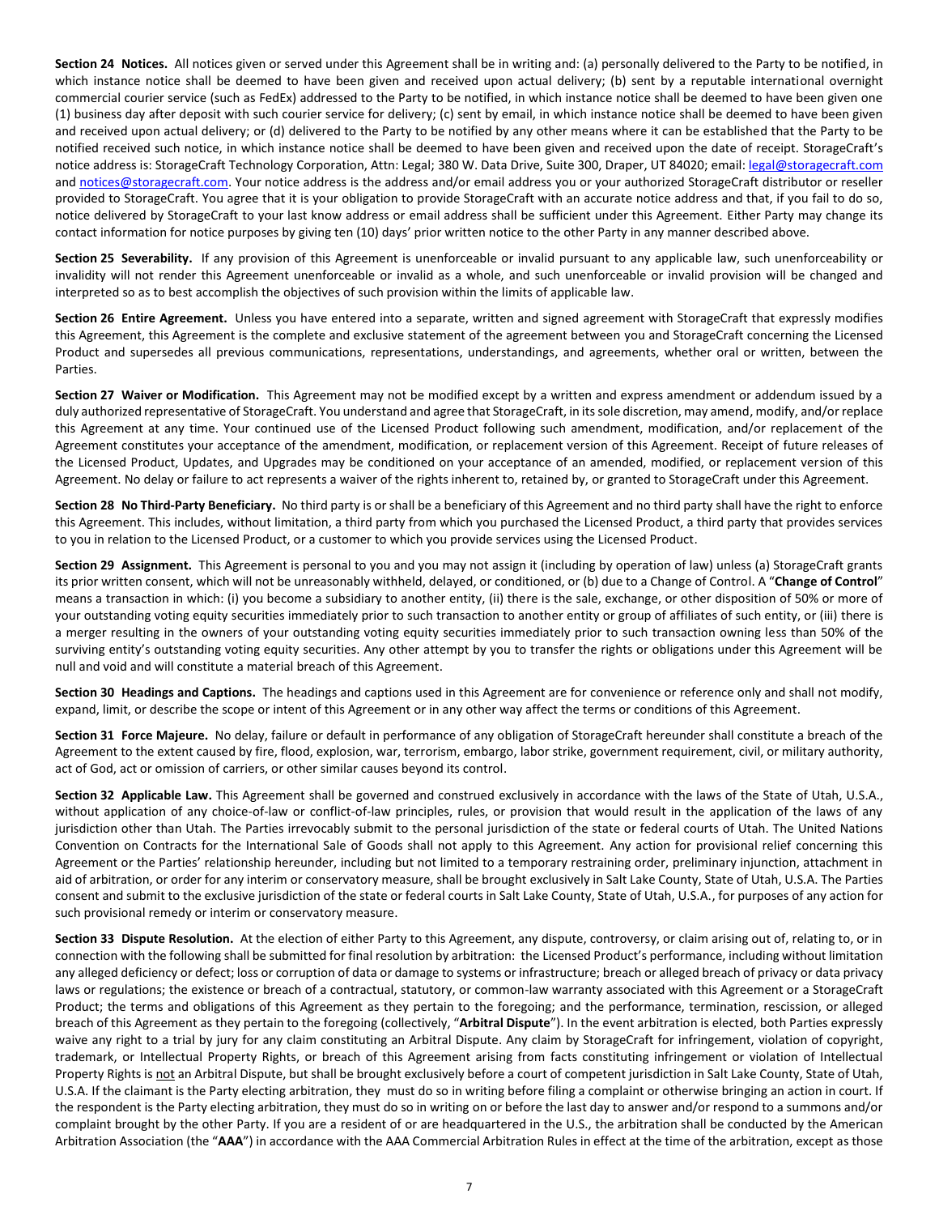**Section 24 Notices.** All notices given or served under this Agreement shall be in writing and: (a) personally delivered to the Party to be notified, in which instance notice shall be deemed to have been given and received upon actual delivery; (b) sent by a reputable international overnight commercial courier service (such as FedEx) addressed to the Party to be notified, in which instance notice shall be deemed to have been given one (1) business day after deposit with such courier service for delivery; (c) sent by email, in which instance notice shall be deemed to have been given and received upon actual delivery; or (d) delivered to the Party to be notified by any other means where it can be established that the Party to be notified received such notice, in which instance notice shall be deemed to have been given and received upon the date of receipt. StorageCraft's notice address is: StorageCraft Technology Corporation, Attn: Legal; 380 W. Data Drive, Suite 300, Draper, UT 84020; email: legal@storagecraft.com and notices@storagecraft.com. Your notice address is the address and/or email address you or your authorized StorageCraft distributor or reseller provided to StorageCraft. You agree that it is your obligation to provide StorageCraft with an accurate notice address and that, if you fail to do so, notice delivered by StorageCraft to your last know address or email address shall be sufficient under this Agreement. Either Party may change its contact information for notice purposes by giving ten (10) days' prior written notice to the other Party in any manner described above.

**Section 25 Severability.** If any provision of this Agreement is unenforceable or invalid pursuant to any applicable law, such unenforceability or invalidity will not render this Agreement unenforceable or invalid as a whole, and such unenforceable or invalid provision will be changed and interpreted so as to best accomplish the objectives of such provision within the limits of applicable law.

**Section 26 Entire Agreement.** Unless you have entered into a separate, written and signed agreement with StorageCraft that expressly modifies this Agreement, this Agreement is the complete and exclusive statement of the agreement between you and StorageCraft concerning the Licensed Product and supersedes all previous communications, representations, understandings, and agreements, whether oral or written, between the Parties.

**Section 27 Waiver or Modification.** This Agreement may not be modified except by a written and express amendment or addendum issued by a duly authorized representative of StorageCraft. You understand and agree that StorageCraft, in its sole discretion, may amend, modify, and/or replace this Agreement at any time. Your continued use of the Licensed Product following such amendment, modification, and/or replacement of the Agreement constitutes your acceptance of the amendment, modification, or replacement version of this Agreement. Receipt of future releases of the Licensed Product, Updates, and Upgrades may be conditioned on your acceptance of an amended, modified, or replacement version of this Agreement. No delay or failure to act represents a waiver of the rights inherent to, retained by, or granted to StorageCraft under this Agreement.

**Section 28 No Third-Party Beneficiary.** No third party is or shall be a beneficiary of this Agreement and no third party shall have the right to enforce this Agreement. This includes, without limitation, a third party from which you purchased the Licensed Product, a third party that provides services to you in relation to the Licensed Product, or a customer to which you provide services using the Licensed Product.

**Section 29 Assignment.** This Agreement is personal to you and you may not assign it (including by operation of law) unless (a) StorageCraft grants its prior written consent, which will not be unreasonably withheld, delayed, or conditioned, or (b) due to a Change of Control. A "**Change of Control**" means a transaction in which: (i) you become a subsidiary to another entity, (ii) there is the sale, exchange, or other disposition of 50% or more of your outstanding voting equity securities immediately prior to such transaction to another entity or group of affiliates of such entity, or (iii) there is a merger resulting in the owners of your outstanding voting equity securities immediately prior to such transaction owning less than 50% of the surviving entity's outstanding voting equity securities. Any other attempt by you to transfer the rights or obligations under this Agreement will be null and void and will constitute a material breach of this Agreement.

**Section 30 Headings and Captions.** The headings and captions used in this Agreement are for convenience or reference only and shall not modify, expand, limit, or describe the scope or intent of this Agreement or in any other way affect the terms or conditions of this Agreement.

**Section 31 Force Majeure.** No delay, failure or default in performance of any obligation of StorageCraft hereunder shall constitute a breach of the Agreement to the extent caused by fire, flood, explosion, war, terrorism, embargo, labor strike, government requirement, civil, or military authority, act of God, act or omission of carriers, or other similar causes beyond its control.

**Section 32 Applicable Law.** This Agreement shall be governed and construed exclusively in accordance with the laws of the State of Utah, U.S.A., without application of any choice-of-law or conflict-of-law principles, rules, or provision that would result in the application of the laws of any jurisdiction other than Utah. The Parties irrevocably submit to the personal jurisdiction of the state or federal courts of Utah. The United Nations Convention on Contracts for the International Sale of Goods shall not apply to this Agreement. Any action for provisional relief concerning this Agreement or the Parties' relationship hereunder, including but not limited to a temporary restraining order, preliminary injunction, attachment in aid of arbitration, or order for any interim or conservatory measure, shall be brought exclusively in Salt Lake County, State of Utah, U.S.A. The Parties consent and submit to the exclusive jurisdiction of the state or federal courts in Salt Lake County, State of Utah, U.S.A., for purposes of any action for such provisional remedy or interim or conservatory measure.

**Section 33 Dispute Resolution.** At the election of either Party to this Agreement, any dispute, controversy, or claim arising out of, relating to, or in connection with the following shall be submitted for final resolution by arbitration: the Licensed Product's performance, including without limitation any alleged deficiency or defect; loss or corruption of data or damage to systems or infrastructure; breach or alleged breach of privacy or data privacy laws or regulations; the existence or breach of a contractual, statutory, or common-law warranty associated with this Agreement or a StorageCraft Product; the terms and obligations of this Agreement as they pertain to the foregoing; and the performance, termination, rescission, or alleged breach of this Agreement as they pertain to the foregoing (collectively, "**Arbitral Dispute**"). In the event arbitration is elected, both Parties expressly waive any right to a trial by jury for any claim constituting an Arbitral Dispute. Any claim by StorageCraft for infringement, violation of copyright, trademark, or Intellectual Property Rights, or breach of this Agreement arising from facts constituting infringement or violation of Intellectual Property Rights is not an Arbitral Dispute, but shall be brought exclusively before a court of competent jurisdiction in Salt Lake County, State of Utah, U.S.A. If the claimant is the Party electing arbitration, they must do so in writing before filing a complaint or otherwise bringing an action in court. If the respondent is the Party electing arbitration, they must do so in writing on or before the last day to answer and/or respond to a summons and/or complaint brought by the other Party. If you are a resident of or are headquartered in the U.S., the arbitration shall be conducted by the American Arbitration Association (the "**AAA**") in accordance with the AAA Commercial Arbitration Rules in effect at the time of the arbitration, except as those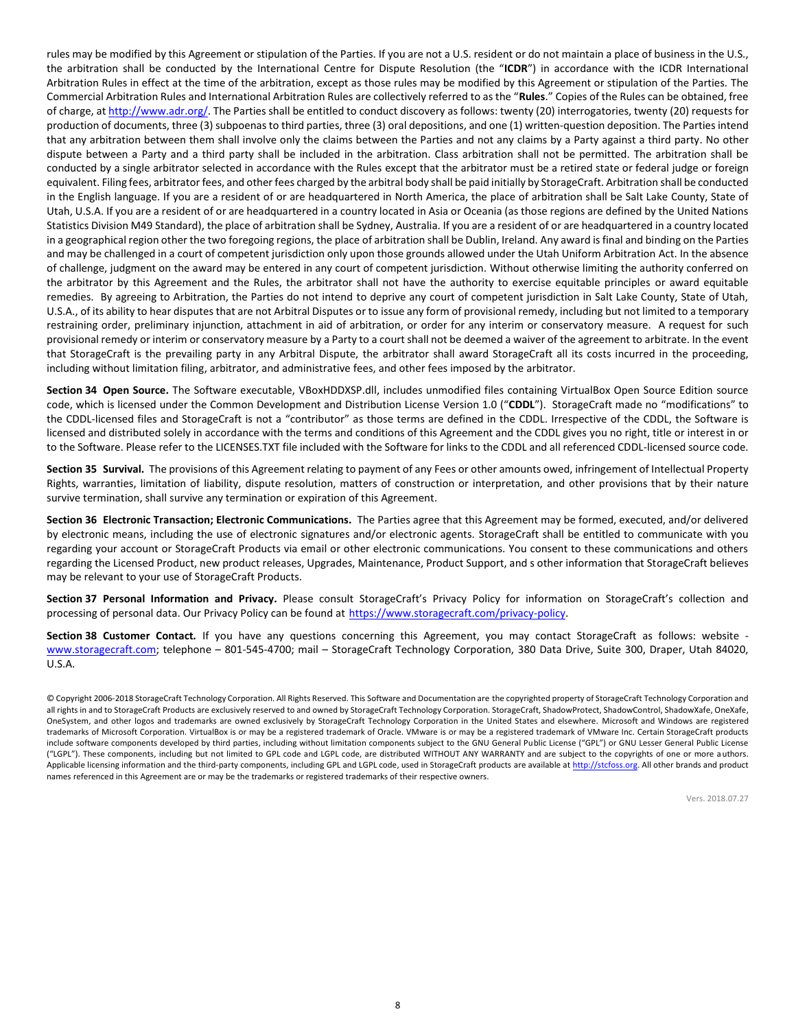rules may be modified by this Agreement or stipulation of the Parties. If you are not a U.S. resident or do not maintain a place of business in the U.S., the arbitration shall be conducted by the International Centre for Dispute Resolution (the "**ICDR**") in accordance with the ICDR International Arbitration Rules in effect at the time of the arbitration, except as those rules may be modified by this Agreement or stipulation of the Parties. The Commercial Arbitration Rules and International Arbitration Rules are collectively referred to as the "**Rules**." Copies of the Rules can be obtained, free of charge, at http://www.adr.org/. The Parties shall be entitled to conduct discovery as follows: twenty (20) interrogatories, twenty (20) requests for production of documents, three (3) subpoenas to third parties, three (3) oral depositions, and one (1) written-question deposition. The Parties intend that any arbitration between them shall involve only the claims between the Parties and not any claims by a Party against a third party. No other dispute between a Party and a third party shall be included in the arbitration. Class arbitration shall not be permitted. The arbitration shall be conducted by a single arbitrator selected in accordance with the Rules except that the arbitrator must be a retired state or federal judge or foreign equivalent. Filing fees, arbitrator fees, and other fees charged by the arbitral body shall be paid initially by StorageCraft. Arbitration shall be conducted in the English language. If you are a resident of or are headquartered in North America, the place of arbitration shall be Salt Lake County, State of Utah, U.S.A. If you are a resident of or are headquartered in a country located in Asia or Oceania (as those regions are defined by the United Nations Statistics Division M49 Standard), the place of arbitration shall be Sydney, Australia. If you are a resident of or are headquartered in a country located in a geographical region other the two foregoing regions, the place of arbitration shall be Dublin, Ireland. Any award is final and binding on the Parties and may be challenged in a court of competent jurisdiction only upon those grounds allowed under the Utah Uniform Arbitration Act. In the absence of challenge, judgment on the award may be entered in any court of competent jurisdiction. Without otherwise limiting the authority conferred on the arbitrator by this Agreement and the Rules, the arbitrator shall not have the authority to exercise equitable principles or award equitable remedies. By agreeing to Arbitration, the Parties do not intend to deprive any court of competent jurisdiction in Salt Lake County, State of Utah, U.S.A., of its ability to hear disputes that are not Arbitral Disputes or to issue any form of provisional remedy, including but not limited to a temporary restraining order, preliminary injunction, attachment in aid of arbitration, or order for any interim or conservatory measure. A request for such provisional remedy or interim or conservatory measure by a Party to a court shall not be deemed a waiver of the agreement to arbitrate. In the event that StorageCraft is the prevailing party in any Arbitral Dispute, the arbitrator shall award StorageCraft all its costs incurred in the proceeding, including without limitation filing, arbitrator, and administrative fees, and other fees imposed by the arbitrator.

**Section 34 Open Source.** The Software executable, VBoxHDDXSP.dll, includes unmodified files containing VirtualBox Open Source Edition source code, which is licensed under the Common Development and Distribution License Version 1.0 ("**CDDL**"). StorageCraft made no "modifications" to the CDDL-licensed files and StorageCraft is not a "contributor" as those terms are defined in the CDDL. Irrespective of the CDDL, the Software is licensed and distributed solely in accordance with the terms and conditions of this Agreement and the CDDL gives you no right, title or interest in or to the Software. Please refer to the LICENSES.TXT file included with the Software for links to the CDDL and all referenced CDDL-licensed source code.

**Section 35 Survival.** The provisions of this Agreement relating to payment of any Fees or other amounts owed, infringement of Intellectual Property Rights, warranties, limitation of liability, dispute resolution, matters of construction or interpretation, and other provisions that by their nature survive termination, shall survive any termination or expiration of this Agreement.

**Section 36 Electronic Transaction; Electronic Communications.** The Parties agree that this Agreement may be formed, executed, and/or delivered by electronic means, including the use of electronic signatures and/or electronic agents. StorageCraft shall be entitled to communicate with you regarding your account or StorageCraft Products via email or other electronic communications. You consent to these communications and others regarding the Licensed Product, new product releases, Upgrades, Maintenance, Product Support, and s other information that StorageCraft believes may be relevant to your use of StorageCraft Products.

**Section 37 Personal Information and Privacy.** Please consult StorageCraft's Privacy Policy for information on StorageCraft's collection and processing of personal data. Our Privacy Policy can be found at https://www.storagecraft.com/privacy-policy.

**Section 38 Customer Contact.** If you have any questions concerning this Agreement, you may contact StorageCraft as follows: website - www.storagecraft.com; telephone – 801-545-4700; mail – StorageCraft Technology Corporation, 380 Data Drive, Suite 300, Draper, Utah 84020, U.S.A.

© Copyright 2006-2018 StorageCraft Technology Corporation. All Rights Reserved. This Software and Documentation are the copyrighted property of StorageCraft Technology Corporation and all rights in and to StorageCraft Products are exclusively reserved to and owned by StorageCraft Technology Corporation. StorageCraft, ShadowProtect, ShadowControl, ShadowXafe, OneXafe, OneSystem, and other logos and trademarks are owned exclusively by StorageCraft Technology Corporation in the United States and elsewhere. Microsoft and Windows are registered trademarks of Microsoft Corporation. VirtualBox is or may be a registered trademark of Oracle. VMware is or may be a registered trademark of VMware Inc. Certain StorageCraft products include software components developed by third parties, including without limitation components subject to the GNU General Public License ("GPL") or GNU Lesser General Public License ("LGPL"). These components, including but not limited to GPL code and LGPL code, are distributed WITHOUT ANY WARRANTY and are subject to the copyrights of one or more authors. Applicable licensing information and the third-party components, including GPL and LGPL code, used in StorageCraft products are available at http://stcfoss.org. All other brands and product names referenced in this Agreement are or may be the trademarks or registered trademarks of their respective owners.

Vers. 2018.07.27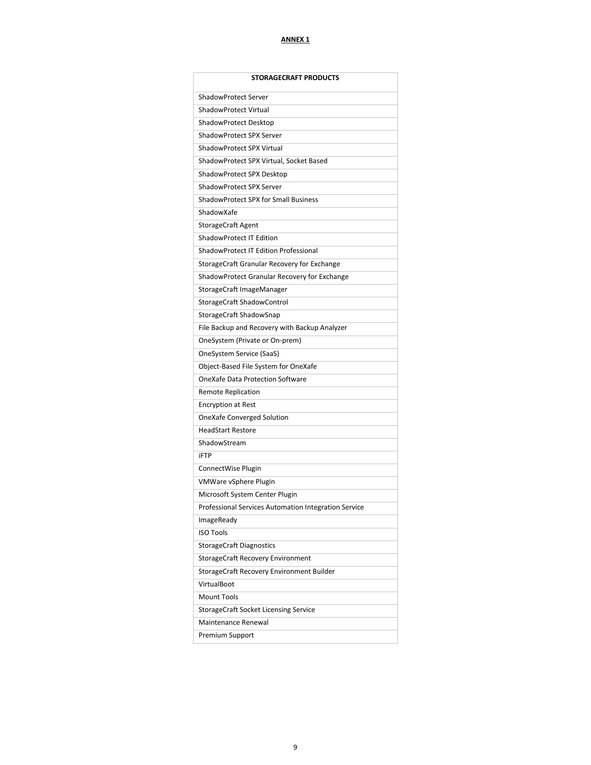**ANNEX 1**

| STORAGECRAFT PRODUCTS |
|---|
| ShadowProtect Server |
| ShadowProtect Virtual |
| ShadowProtect Desktop |
| ShadowProtect SPX Server |
| ShadowProtect SPX Virtual |
| ShadowProtect SPX Virtual, Socket Based |
| ShadowProtect SPX Desktop |
| ShadowProtect SPX Server |
| ShadowProtect SPX for Small Business |
| ShadowXafe |
| StorageCraft Agent |
| ShadowProtect IT Edition |
| ShadowProtect IT Edition Professional |
| StorageCraft Granular Recovery for Exchange |
| ShadowProtect Granular Recovery for Exchange |
| StorageCraft ImageManager |
| StorageCraft ShadowControl |
| StorageCraft ShadowSnap |
| File Backup and Recovery with Backup Analyzer |
| OneSystem (Private or On-prem) |
| OneSystem Service (SaaS) |
| Object-Based File System for OneXafe |
| OneXafe Data Protection Software |
| Remote Replication |
| Encryption at Rest |
| OneXafe Converged Solution |
| HeadStart Restore |
| ShadowStream |
| iFTP |
| ConnectWise Plugin |
| VMWare vSphere Plugin |
| Microsoft System Center Plugin |
| Professional Services Automation Integration Service |
| ImageReady |
| ISO Tools |
| StorageCraft Diagnostics |
| StorageCraft Recovery Environment |
| StorageCraft Recovery Environment Builder |
| VirtualBoot |
| Mount Tools |
| StorageCraft Socket Licensing Service |
| Maintenance Renewal |
| Premium Support |